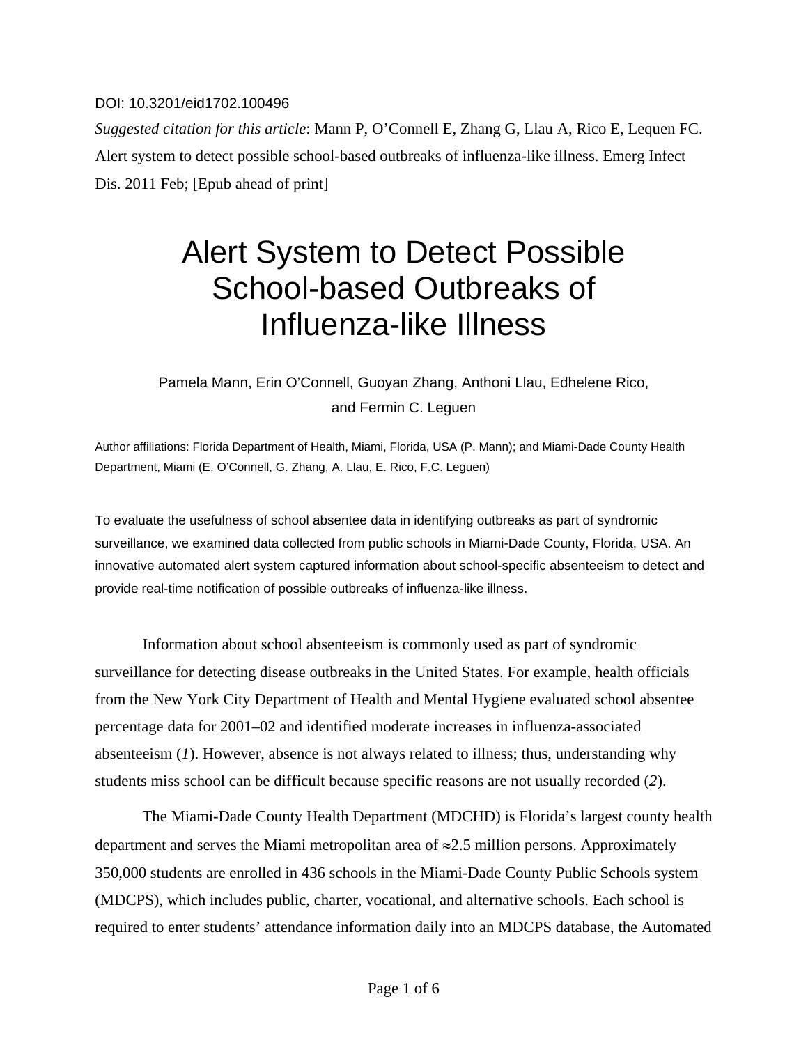DOI: 10.3201/eid1702.100496

*Suggested citation for this article*: Mann P, O'Connell E, Zhang G, Llau A, Rico E, Lequen FC. Alert system to detect possible school-based outbreaks of influenza-like illness. Emerg Infect Dis. 2011 Feb; [Epub ahead of print]

# Alert System to Detect Possible School-based Outbreaks of Influenza-like Illness

Pamela Mann, Erin O'Connell, Guoyan Zhang, Anthoni Llau, Edhelene Rico, and Fermin C. Leguen

Author affiliations: Florida Department of Health, Miami, Florida, USA (P. Mann); and Miami-Dade County Health Department, Miami (E. O'Connell, G. Zhang, A. Llau, E. Rico, F.C. Leguen)

To evaluate the usefulness of school absentee data in identifying outbreaks as part of syndromic surveillance, we examined data collected from public schools in Miami-Dade County, Florida, USA. An innovative automated alert system captured information about school-specific absenteeism to detect and provide real-time notification of possible outbreaks of influenza-like illness.

Information about school absenteeism is commonly used as part of syndromic surveillance for detecting disease outbreaks in the United States. For example, health officials from the New York City Department of Health and Mental Hygiene evaluated school absentee percentage data for 2001–02 and identified moderate increases in influenza-associated absenteeism (*1*). However, absence is not always related to illness; thus, understanding why students miss school can be difficult because specific reasons are not usually recorded (*2*).

The Miami-Dade County Health Department (MDCHD) is Florida's largest county health department and serves the Miami metropolitan area of ≈2.5 million persons. Approximately 350,000 students are enrolled in 436 schools in the Miami-Dade County Public Schools system (MDCPS), which includes public, charter, vocational, and alternative schools. Each school is required to enter students' attendance information daily into an MDCPS database, the Automated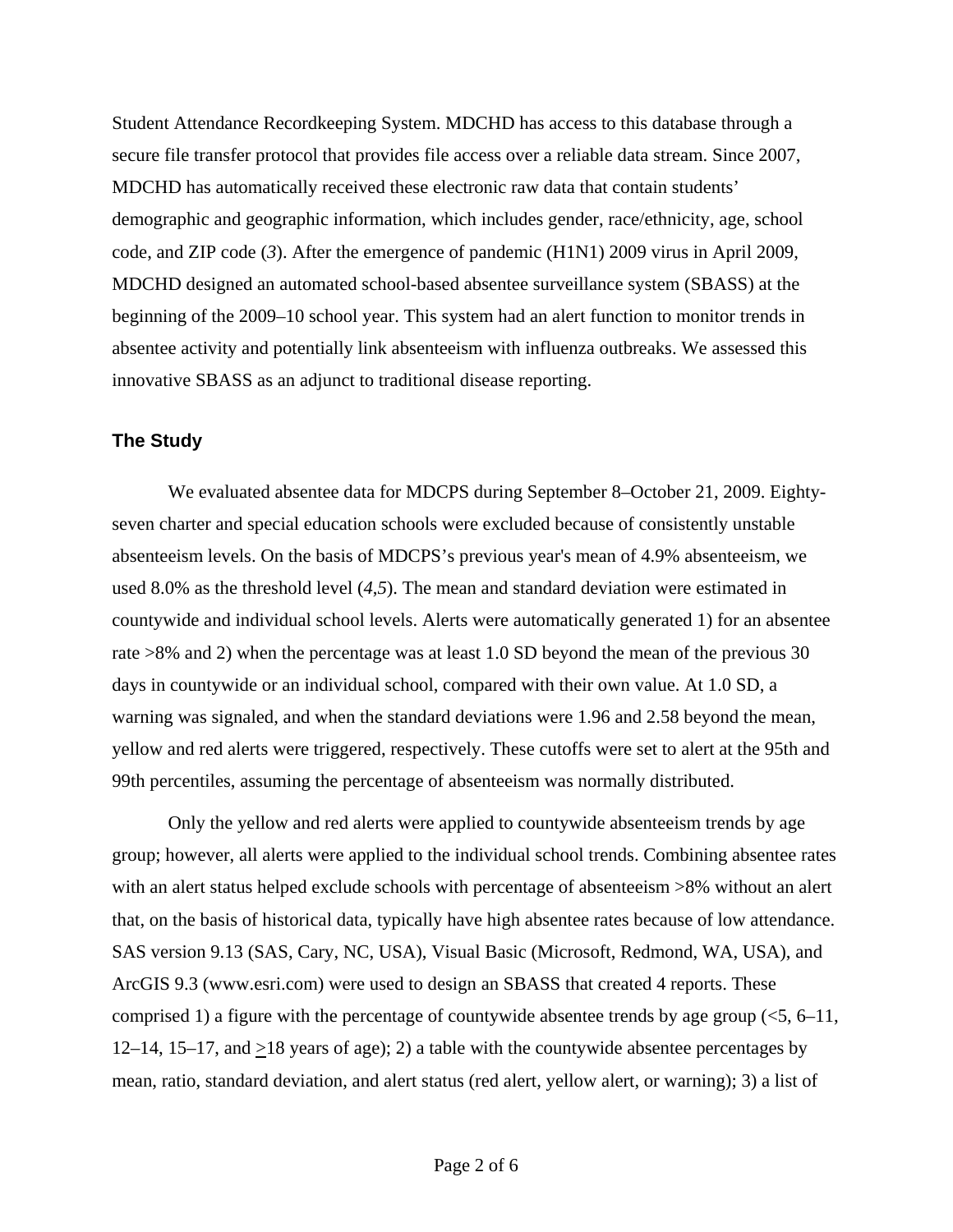Student Attendance Recordkeeping System. MDCHD has access to this database through a secure file transfer protocol that provides file access over a reliable data stream. Since 2007, MDCHD has automatically received these electronic raw data that contain students' demographic and geographic information, which includes gender, race/ethnicity, age, school code, and ZIP code (*3*). After the emergence of pandemic (H1N1) 2009 virus in April 2009, MDCHD designed an automated school-based absentee surveillance system (SBASS) at the beginning of the 2009–10 school year. This system had an alert function to monitor trends in absentee activity and potentially link absenteeism with influenza outbreaks. We assessed this innovative SBASS as an adjunct to traditional disease reporting.

## The Study

We evaluated absentee data for MDCPS during September 8–October 21, 2009. Eighty-seven charter and special education schools were excluded because of consistently unstable absenteeism levels. On the basis of MDCPS's previous year's mean of 4.9% absenteeism, we used 8.0% as the threshold level (*4,5*). The mean and standard deviation were estimated in countywide and individual school levels. Alerts were automatically generated 1) for an absentee rate >8% and 2) when the percentage was at least 1.0 SD beyond the mean of the previous 30 days in countywide or an individual school, compared with their own value. At 1.0 SD, a warning was signaled, and when the standard deviations were 1.96 and 2.58 beyond the mean, yellow and red alerts were triggered, respectively. These cutoffs were set to alert at the 95th and 99th percentiles, assuming the percentage of absenteeism was normally distributed.

Only the yellow and red alerts were applied to countywide absenteeism trends by age group; however, all alerts were applied to the individual school trends. Combining absentee rates with an alert status helped exclude schools with percentage of absenteeism >8% without an alert that, on the basis of historical data, typically have high absentee rates because of low attendance. SAS version 9.13 (SAS, Cary, NC, USA), Visual Basic (Microsoft, Redmond, WA, USA), and ArcGIS 9.3 (www.esri.com) were used to design an SBASS that created 4 reports. These comprised 1) a figure with the percentage of countywide absentee trends by age group (<5, 6–11, 12–14, 15–17, and ≥18 years of age); 2) a table with the countywide absentee percentages by mean, ratio, standard deviation, and alert status (red alert, yellow alert, or warning); 3) a list of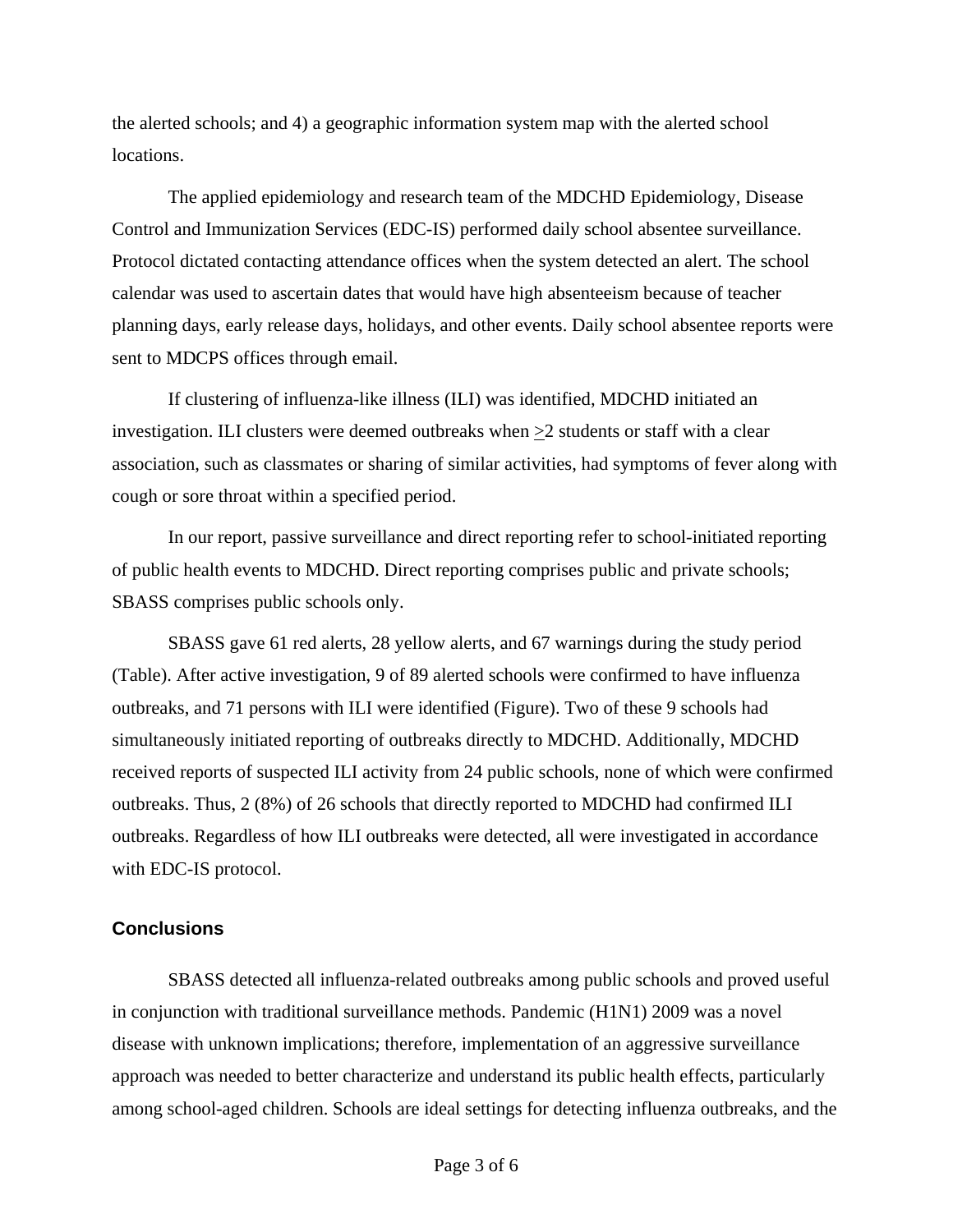the alerted schools; and 4) a geographic information system map with the alerted school locations.

The applied epidemiology and research team of the MDCHD Epidemiology, Disease Control and Immunization Services (EDC-IS) performed daily school absentee surveillance. Protocol dictated contacting attendance offices when the system detected an alert. The school calendar was used to ascertain dates that would have high absenteeism because of teacher planning days, early release days, holidays, and other events. Daily school absentee reports were sent to MDCPS offices through email.

If clustering of influenza-like illness (ILI) was identified, MDCHD initiated an investigation. ILI clusters were deemed outbreaks when $\geq$2 students or staff with a clear association, such as classmates or sharing of similar activities, had symptoms of fever along with cough or sore throat within a specified period.

In our report, passive surveillance and direct reporting refer to school-initiated reporting of public health events to MDCHD. Direct reporting comprises public and private schools; SBASS comprises public schools only.

SBASS gave 61 red alerts, 28 yellow alerts, and 67 warnings during the study period (Table). After active investigation, 9 of 89 alerted schools were confirmed to have influenza outbreaks, and 71 persons with ILI were identified (Figure). Two of these 9 schools had simultaneously initiated reporting of outbreaks directly to MDCHD. Additionally, MDCHD received reports of suspected ILI activity from 24 public schools, none of which were confirmed outbreaks. Thus, 2 (8%) of 26 schools that directly reported to MDCHD had confirmed ILI outbreaks. Regardless of how ILI outbreaks were detected, all were investigated in accordance with EDC-IS protocol.

## Conclusions

SBASS detected all influenza-related outbreaks among public schools and proved useful in conjunction with traditional surveillance methods. Pandemic (H1N1) 2009 was a novel disease with unknown implications; therefore, implementation of an aggressive surveillance approach was needed to better characterize and understand its public health effects, particularly among school-aged children. Schools are ideal settings for detecting influenza outbreaks, and the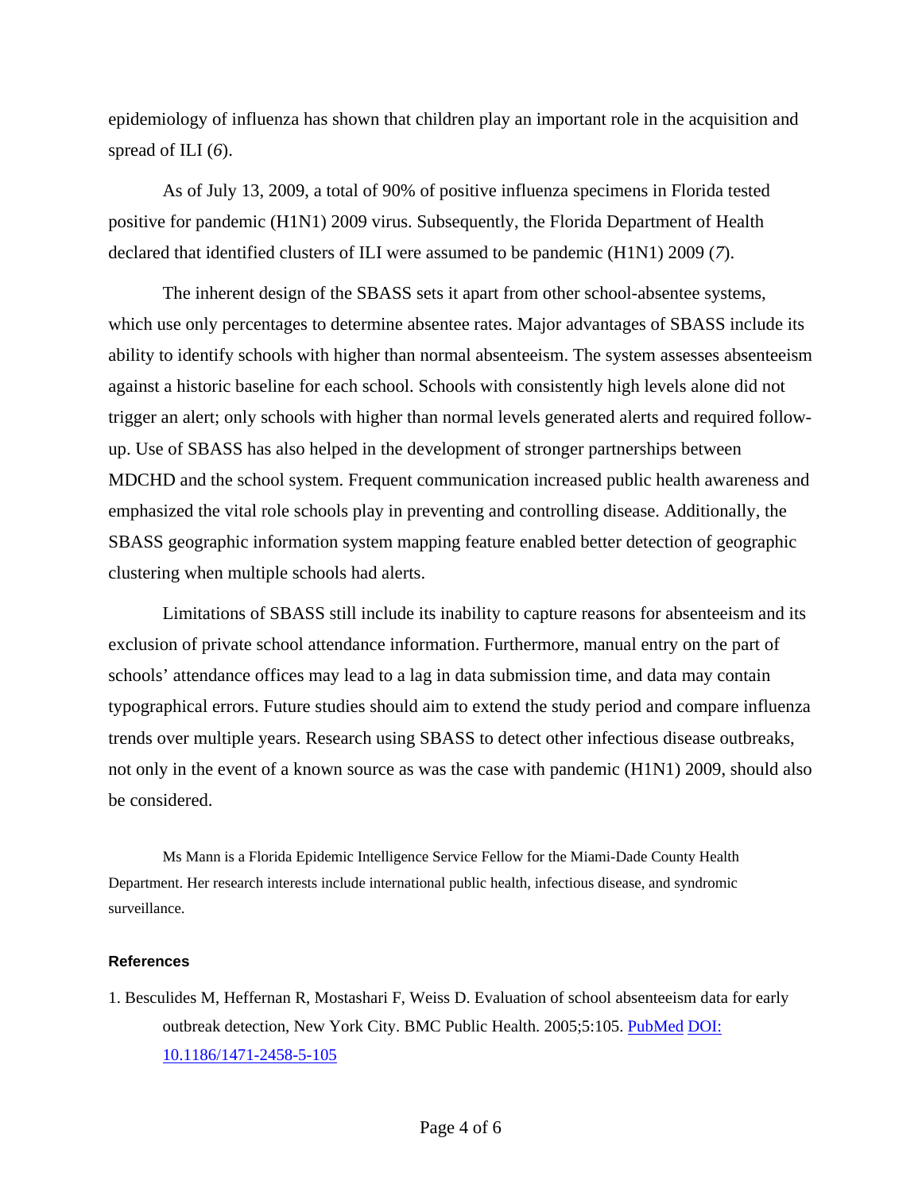epidemiology of influenza has shown that children play an important role in the acquisition and spread of ILI (*6*).

As of July 13, 2009, a total of 90% of positive influenza specimens in Florida tested positive for pandemic (H1N1) 2009 virus. Subsequently, the Florida Department of Health declared that identified clusters of ILI were assumed to be pandemic (H1N1) 2009 (*7*).

The inherent design of the SBASS sets it apart from other school-absentee systems, which use only percentages to determine absentee rates. Major advantages of SBASS include its ability to identify schools with higher than normal absenteeism. The system assesses absenteeism against a historic baseline for each school. Schools with consistently high levels alone did not trigger an alert; only schools with higher than normal levels generated alerts and required follow-up. Use of SBASS has also helped in the development of stronger partnerships between MDCHD and the school system. Frequent communication increased public health awareness and emphasized the vital role schools play in preventing and controlling disease. Additionally, the SBASS geographic information system mapping feature enabled better detection of geographic clustering when multiple schools had alerts.

Limitations of SBASS still include its inability to capture reasons for absenteeism and its exclusion of private school attendance information. Furthermore, manual entry on the part of schools' attendance offices may lead to a lag in data submission time, and data may contain typographical errors. Future studies should aim to extend the study period and compare influenza trends over multiple years. Research using SBASS to detect other infectious disease outbreaks, not only in the event of a known source as was the case with pandemic (H1N1) 2009, should also be considered.

Ms Mann is a Florida Epidemic Intelligence Service Fellow for the Miami-Dade County Health Department. Her research interests include international public health, infectious disease, and syndromic surveillance.

#### References

1. Besculides M, Heffernan R, Mostashari F, Weiss D. Evaluation of school absenteeism data for early outbreak detection, New York City. BMC Public Health. 2005;5:105. PubMed DOI: 10.1186/1471-2458-5-105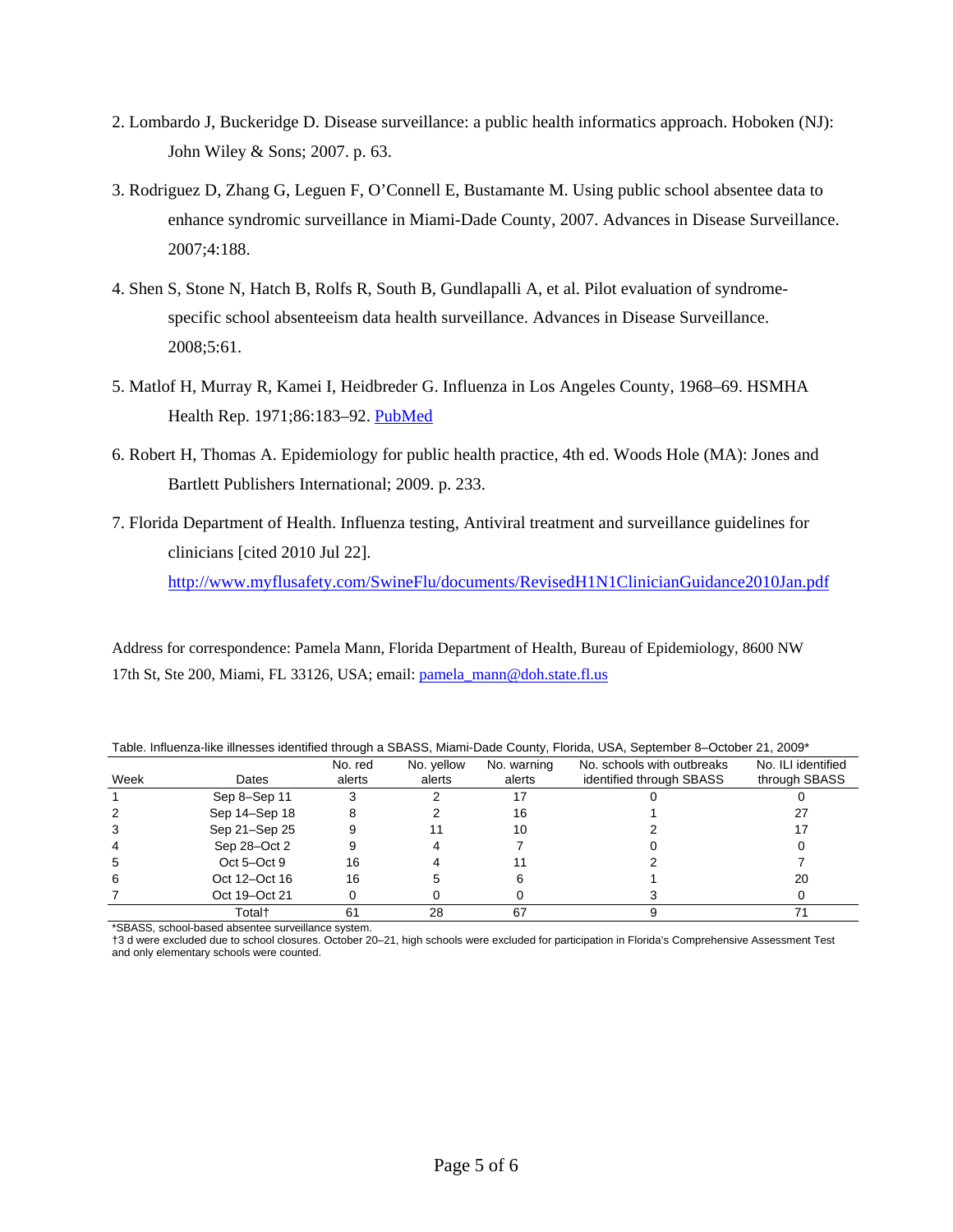2. Lombardo J, Buckeridge D. Disease surveillance: a public health informatics approach. Hoboken (NJ): John Wiley & Sons; 2007. p. 63.

3. Rodriguez D, Zhang G, Leguen F, O'Connell E, Bustamante M. Using public school absentee data to enhance syndromic surveillance in Miami-Dade County, 2007. Advances in Disease Surveillance. 2007;4:188.

4. Shen S, Stone N, Hatch B, Rolfs R, South B, Gundlapalli A, et al. Pilot evaluation of syndrome-specific school absenteeism data health surveillance. Advances in Disease Surveillance. 2008;5:61.

5. Matlof H, Murray R, Kamei I, Heidbreder G. Influenza in Los Angeles County, 1968–69. HSMHA Health Rep. 1971;86:183–92. PubMed

6. Robert H, Thomas A. Epidemiology for public health practice, 4th ed. Woods Hole (MA): Jones and Bartlett Publishers International; 2009. p. 233.

7. Florida Department of Health. Influenza testing, Antiviral treatment and surveillance guidelines for clinicians [cited 2010 Jul 22]. http://www.myflusafety.com/SwineFlu/documents/RevisedH1N1ClinicianGuidance2010Jan.pdf

Address for correspondence: Pamela Mann, Florida Department of Health, Bureau of Epidemiology, 8600 NW 17th St, Ste 200, Miami, FL 33126, USA; email: pamela_mann@doh.state.fl.us

Table. Influenza-like illnesses identified through a SBASS, Miami-Dade County, Florida, USA, September 8–October 21, 2009*

| Week | Dates | No. red alerts | No. yellow alerts | No. warning alerts | No. schools with outbreaks identified through SBASS | No. ILI identified through SBASS |
|---|---|---|---|---|---|---|
| 1 | Sep 8–Sep 11 | 3 | 2 | 17 | 0 | 0 |
| 2 | Sep 14–Sep 18 | 8 | 2 | 16 | 1 | 27 |
| 3 | Sep 21–Sep 25 | 9 | 11 | 10 | 2 | 17 |
| 4 | Sep 28–Oct 2 | 9 | 4 | 7 | 0 | 0 |
| 5 | Oct 5–Oct 9 | 16 | 4 | 11 | 2 | 7 |
| 6 | Oct 12–Oct 16 | 16 | 5 | 6 | 1 | 20 |
| 7 | Oct 19–Oct 21 | 0 | 0 | 0 | 3 | 0 |
| | Total† | 61 | 28 | 67 | 9 | 71 |

*SBASS, school-based absentee surveillance system.
†3 d were excluded due to school closures. October 20–21, high schools were excluded for participation in Florida's Comprehensive Assessment Test and only elementary schools were counted.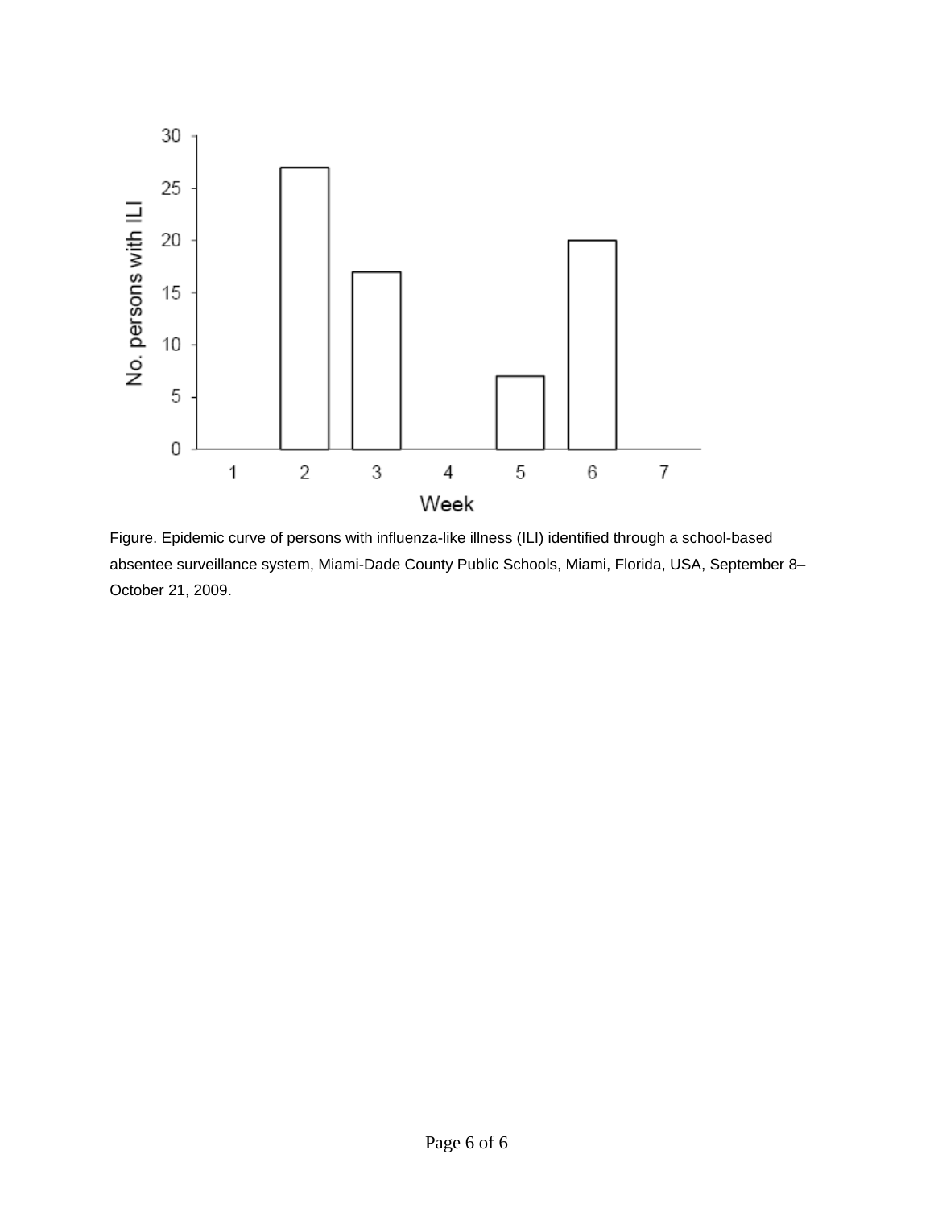30
25
20
15
10
5
0

No. persons with ILI

1
2
3
4
5
6
7

Week

Figure. Epidemic curve of persons with influenza-like illness (ILI) identified through a school-based absentee surveillance system, Miami-Dade County Public Schools, Miami, Florida, USA, September 8–October 21, 2009.